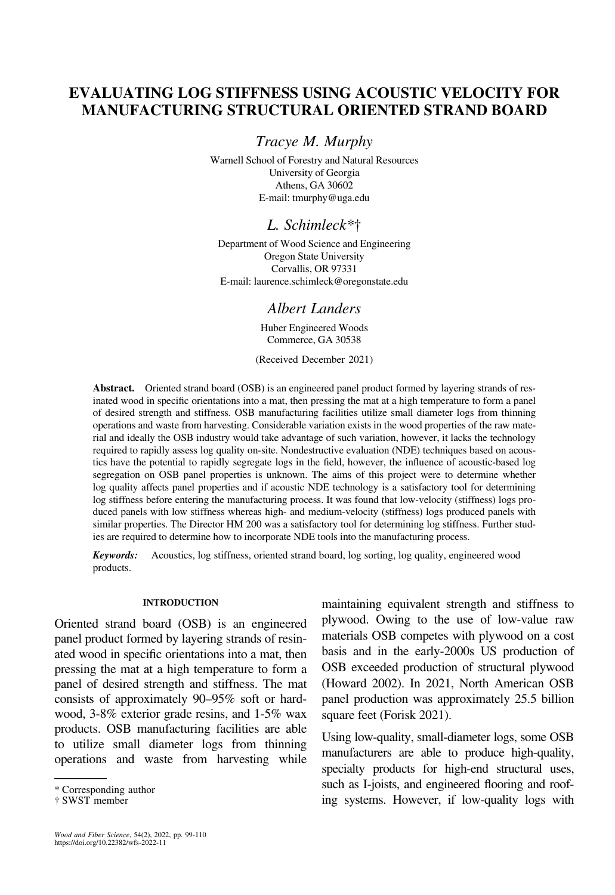# EVALUATING LOG STIFFNESS USING ACOUSTIC VELOCITY FOR MANUFACTURING STRUCTURAL ORIENTED STRAND BOARD

*Tracye M. Murphy*

Warnell School of Forestry and Natural Resources
University of Georgia
Athens, GA 30602
E-mail: tmurphy@uga.edu

*L. Schimleck*\*†

Department of Wood Science and Engineering
Oregon State University
Corvallis, OR 97331
E-mail: laurence.schimleck@oregonstate.edu

*Albert Landers*

Huber Engineered Woods
Commerce, GA 30538

(Received December 2021)

**Abstract.** Oriented strand board (OSB) is an engineered panel product formed by layering strands of resinated wood in specific orientations into a mat, then pressing the mat at a high temperature to form a panel of desired strength and stiffness. OSB manufacturing facilities utilize small diameter logs from thinning operations and waste from harvesting. Considerable variation exists in the wood properties of the raw material and ideally the OSB industry would take advantage of such variation, however, it lacks the technology required to rapidly assess log quality on-site. Nondestructive evaluation (NDE) techniques based on acoustics have the potential to rapidly segregate logs in the field, however, the influence of acoustic-based log segregation on OSB panel properties is unknown. The aims of this project were to determine whether log quality affects panel properties and if acoustic NDE technology is a satisfactory tool for determining log stiffness before entering the manufacturing process. It was found that low-velocity (stiffness) logs produced panels with low stiffness whereas high- and medium-velocity (stiffness) logs produced panels with similar properties. The Director HM 200 was a satisfactory tool for determining log stiffness. Further studies are required to determine how to incorporate NDE tools into the manufacturing process.

***Keywords:*** Acoustics, log stiffness, oriented strand board, log sorting, log quality, engineered wood products.

## INTRODUCTION

Oriented strand board (OSB) is an engineered panel product formed by layering strands of resinated wood in specific orientations into a mat, then pressing the mat at a high temperature to form a panel of desired strength and stiffness. The mat consists of approximately 90–95% soft or hardwood, 3-8% exterior grade resins, and 1-5% wax products. OSB manufacturing facilities are able to utilize small diameter logs from thinning operations and waste from harvesting while maintaining equivalent strength and stiffness to plywood. Owing to the use of low-value raw materials OSB competes with plywood on a cost basis and in the early-2000s US production of OSB exceeded production of structural plywood (Howard 2002). In 2021, North American OSB panel production was approximately 25.5 billion square feet (Forisk 2021).

Using low-quality, small-diameter logs, some OSB manufacturers are able to produce high-quality, specialty products for high-end structural uses, such as I-joists, and engineered flooring and roofing systems. However, if low-quality logs with

\* Corresponding author
† SWST member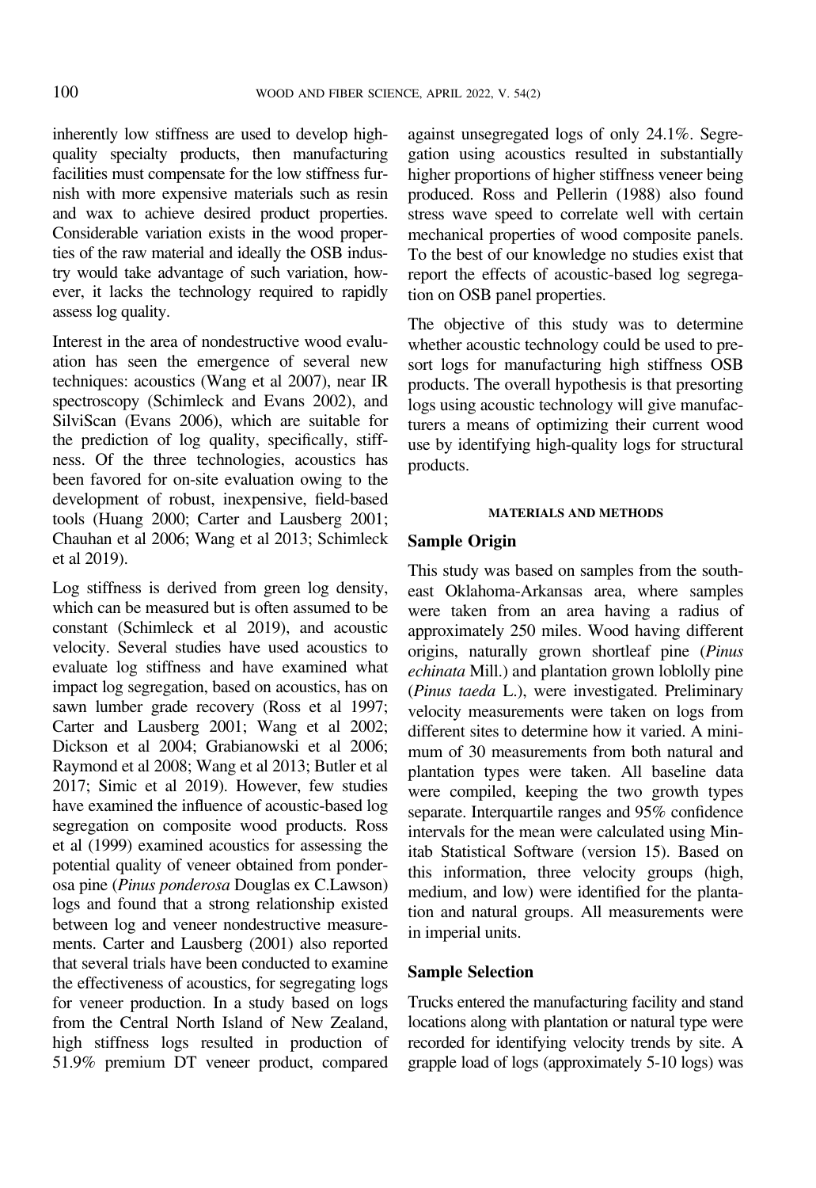inherently low stiffness are used to develop high-quality specialty products, then manufacturing facilities must compensate for the low stiffness furnish with more expensive materials such as resin and wax to achieve desired product properties. Considerable variation exists in the wood properties of the raw material and ideally the OSB industry would take advantage of such variation, however, it lacks the technology required to rapidly assess log quality.

Interest in the area of nondestructive wood evaluation has seen the emergence of several new techniques: acoustics (Wang et al 2007), near IR spectroscopy (Schimleck and Evans 2002), and SilviScan (Evans 2006), which are suitable for the prediction of log quality, specifically, stiffness. Of the three technologies, acoustics has been favored for on-site evaluation owing to the development of robust, inexpensive, field-based tools (Huang 2000; Carter and Lausberg 2001; Chauhan et al 2006; Wang et al 2013; Schimleck et al 2019).

Log stiffness is derived from green log density, which can be measured but is often assumed to be constant (Schimleck et al 2019), and acoustic velocity. Several studies have used acoustics to evaluate log stiffness and have examined what impact log segregation, based on acoustics, has on sawn lumber grade recovery (Ross et al 1997; Carter and Lausberg 2001; Wang et al 2002; Dickson et al 2004; Grabianowski et al 2006; Raymond et al 2008; Wang et al 2013; Butler et al 2017; Simic et al 2019). However, few studies have examined the influence of acoustic-based log segregation on composite wood products. Ross et al (1999) examined acoustics for assessing the potential quality of veneer obtained from ponderosa pine (*Pinus ponderosa* Douglas ex C.Lawson) logs and found that a strong relationship existed between log and veneer nondestructive measurements. Carter and Lausberg (2001) also reported that several trials have been conducted to examine the effectiveness of acoustics, for segregating logs for veneer production. In a study based on logs from the Central North Island of New Zealand, high stiffness logs resulted in production of 51.9% premium DT veneer product, compared against unsegregated logs of only 24.1%. Segregation using acoustics resulted in substantially higher proportions of higher stiffness veneer being produced. Ross and Pellerin (1988) also found stress wave speed to correlate well with certain mechanical properties of wood composite panels. To the best of our knowledge no studies exist that report the effects of acoustic-based log segregation on OSB panel properties.

The objective of this study was to determine whether acoustic technology could be used to presort logs for manufacturing high stiffness OSB products. The overall hypothesis is that presorting logs using acoustic technology will give manufacturers a means of optimizing their current wood use by identifying high-quality logs for structural products.

## MATERIALS AND METHODS

### Sample Origin

This study was based on samples from the southeast Oklahoma-Arkansas area, where samples were taken from an area having a radius of approximately 250 miles. Wood having different origins, naturally grown shortleaf pine (*Pinus echinata* Mill.) and plantation grown loblolly pine (*Pinus taeda* L.), were investigated. Preliminary velocity measurements were taken on logs from different sites to determine how it varied. A minimum of 30 measurements from both natural and plantation types were taken. All baseline data were compiled, keeping the two growth types separate. Interquartile ranges and 95% confidence intervals for the mean were calculated using Minitab Statistical Software (version 15). Based on this information, three velocity groups (high, medium, and low) were identified for the plantation and natural groups. All measurements were in imperial units.

### Sample Selection

Trucks entered the manufacturing facility and stand locations along with plantation or natural type were recorded for identifying velocity trends by site. A grapple load of logs (approximately 5-10 logs) was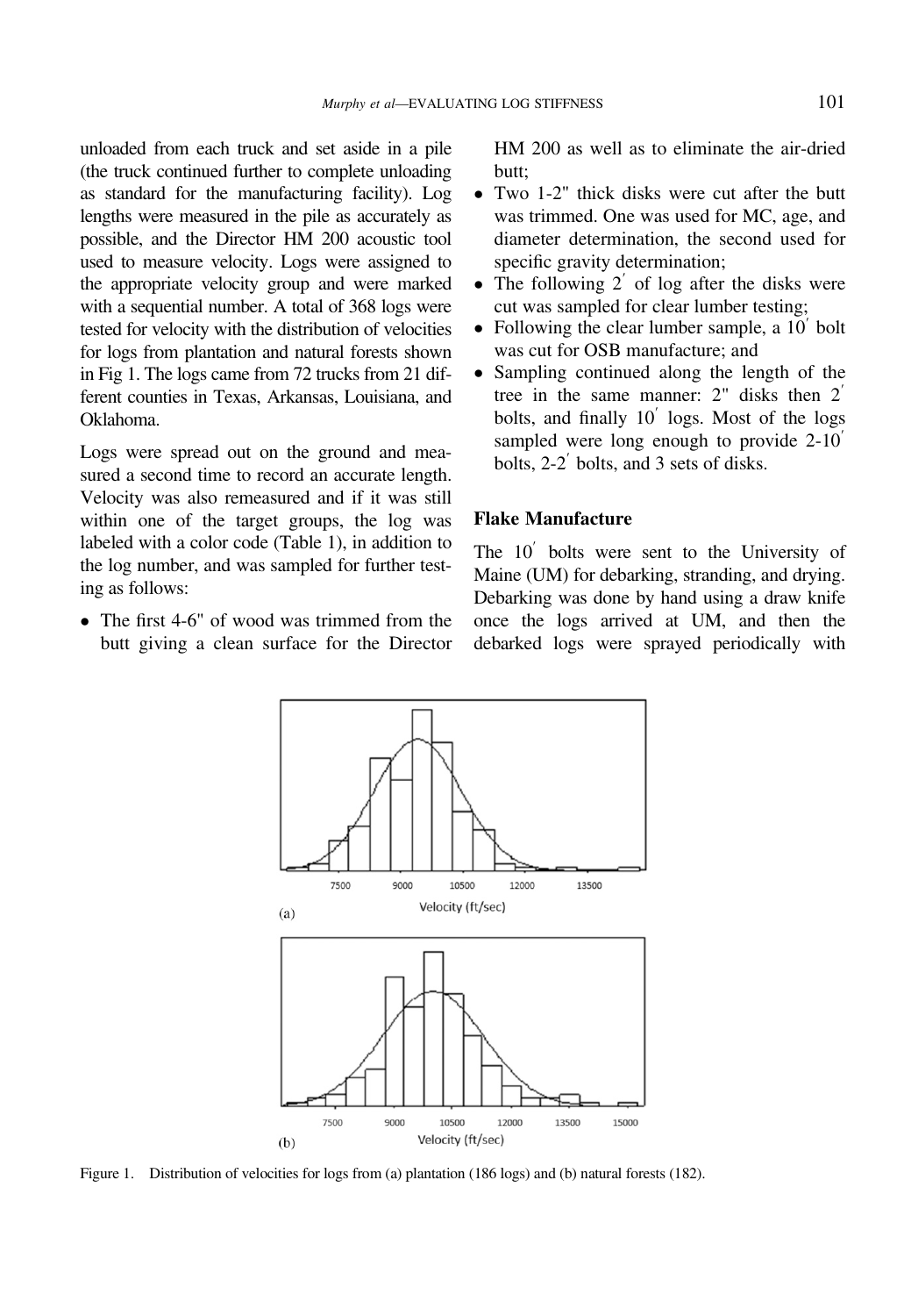unloaded from each truck and set aside in a pile (the truck continued further to complete unloading as standard for the manufacturing facility). Log lengths were measured in the pile as accurately as possible, and the Director HM 200 acoustic tool used to measure velocity. Logs were assigned to the appropriate velocity group and were marked with a sequential number. A total of 368 logs were tested for velocity with the distribution of velocities for logs from plantation and natural forests shown in Fig 1. The logs came from 72 trucks from 21 different counties in Texas, Arkansas, Louisiana, and Oklahoma.

Logs were spread out on the ground and measured a second time to record an accurate length. Velocity was also remeasured and if it was still within one of the target groups, the log was labeled with a color code (Table 1), in addition to the log number, and was sampled for further testing as follows:

- The first 4-6" of wood was trimmed from the butt giving a clean surface for the Director HM 200 as well as to eliminate the air-dried butt;
- Two 1-2" thick disks were cut after the butt was trimmed. One was used for MC, age, and diameter determination, the second used for specific gravity determination;
- The following 2′ of log after the disks were cut was sampled for clear lumber testing;
- Following the clear lumber sample, a 10′ bolt was cut for OSB manufacture; and
- Sampling continued along the length of the tree in the same manner: 2" disks then 2′ bolts, and finally 10′ logs. Most of the logs sampled were long enough to provide 2-10′ bolts, 2-2′ bolts, and 3 sets of disks.

## Flake Manufacture

The 10′ bolts were sent to the University of Maine (UM) for debarking, stranding, and drying. Debarking was done by hand using a draw knife once the logs arrived at UM, and then the debarked logs were sprayed periodically with

Figure 1. Distribution of velocities for logs from (a) plantation (186 logs) and (b) natural forests (182).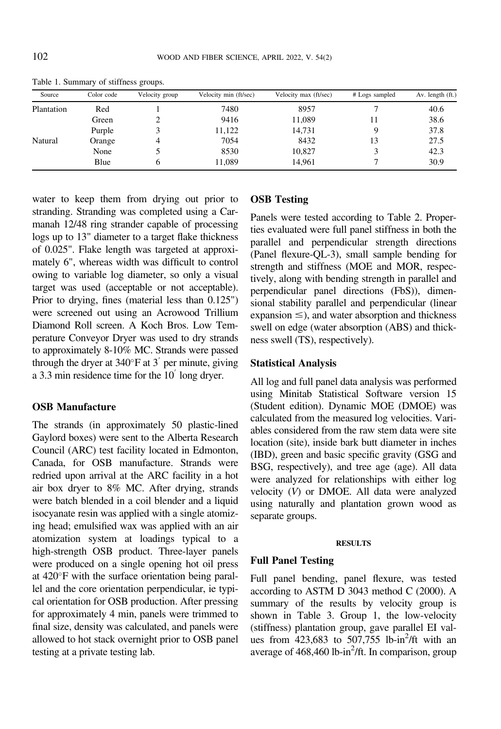Table 1. Summary of stiffness groups.

| Source | Color code | Velocity group | Velocity min (ft/sec) | Velocity max (ft/sec) | # Logs sampled | Av. length (ft.) |
|---|---|---|---|---|---|---|
| Plantation | Red | 1 | 7480 | 8957 | 7 | 40.6 |
| | Green | 2 | 9416 | 11,089 | 11 | 38.6 |
| | Purple | 3 | 11,122 | 14,731 | 9 | 37.8 |
| Natural | Orange | 4 | 7054 | 8432 | 13 | 27.5 |
| | None | 5 | 8530 | 10,827 | 3 | 42.3 |
| | Blue | 6 | 11,089 | 14,961 | 7 | 30.9 |

water to keep them from drying out prior to stranding. Stranding was completed using a Carmanah 12/48 ring strander capable of processing logs up to 13" diameter to a target flake thickness of 0.025". Flake length was targeted at approximately 6", whereas width was difficult to control owing to variable log diameter, so only a visual target was used (acceptable or not acceptable). Prior to drying, fines (material less than 0.125") were screened out using an Acrowood Trillium Diamond Roll screen. A Koch Bros. Low Temperature Conveyor Dryer was used to dry strands to approximately 8-10% MC. Strands were passed through the dryer at 340°F at 3′ per minute, giving a 3.3 min residence time for the 10′ long dryer.

## OSB Manufacture

The strands (in approximately 50 plastic-lined Gaylord boxes) were sent to the Alberta Research Council (ARC) test facility located in Edmonton, Canada, for OSB manufacture. Strands were redried upon arrival at the ARC facility in a hot air box dryer to 8% MC. After drying, strands were batch blended in a coil blender and a liquid isocyanate resin was applied with a single atomizing head; emulsified wax was applied with an air atomization system at loadings typical to a high-strength OSB product. Three-layer panels were produced on a single opening hot oil press at 420°F with the surface orientation being parallel and the core orientation perpendicular, ie typical orientation for OSB production. After pressing for approximately 4 min, panels were trimmed to final size, density was calculated, and panels were allowed to hot stack overnight prior to OSB panel testing at a private testing lab.

## OSB Testing

Panels were tested according to Table 2. Properties evaluated were full panel stiffness in both the parallel and perpendicular strength directions (Panel flexure-QL-3), small sample bending for strength and stiffness (MOE and MOR, respectively, along with bending strength in parallel and perpendicular panel directions (FbS)), dimensional stability parallel and perpendicular (linear expansion ≤), and water absorption and thickness swell on edge (water absorption (ABS) and thickness swell (TS), respectively).

## Statistical Analysis

All log and full panel data analysis was performed using Minitab Statistical Software version 15 (Student edition). Dynamic MOE (DMOE) was calculated from the measured log velocities. Variables considered from the raw stem data were site location (site), inside bark butt diameter in inches (IBD), green and basic specific gravity (GSG and BSG, respectively), and tree age (age). All data were analyzed for relationships with either log velocity (*V*) or DMOE. All data were analyzed using naturally and plantation grown wood as separate groups.

# RESULTS

## Full Panel Testing

Full panel bending, panel flexure, was tested according to ASTM D 3043 method C (2000). A summary of the results by velocity group is shown in Table 3. Group 1, the low-velocity (stiffness) plantation group, gave parallel EI values from 423,683 to 507,755 lb-in$^2$/ft with an average of 468,460 lb-in$^2$/ft. In comparison, group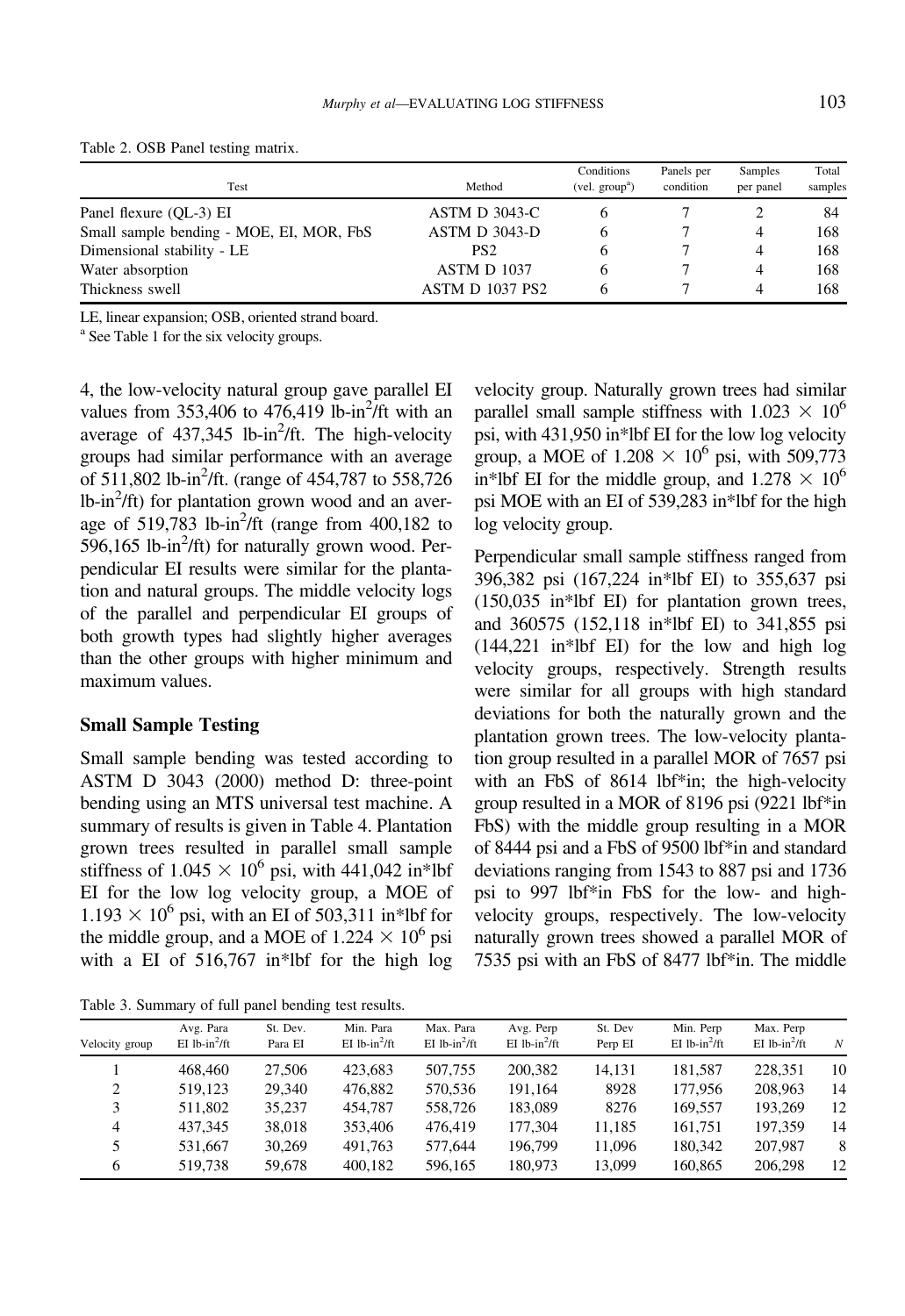Table 2. OSB Panel testing matrix.

| Test | Method | Conditions (vel. group[a]) | Panels per condition | Samples per panel | Total samples |
|---|---|---|---|---|---|
| Panel flexure (QL-3) EI | ASTM D 3043-C | 6 | 7 | 2 | 84 |
| Small sample bending - MOE, EI, MOR, FbS | ASTM D 3043-D | 6 | 7 | 4 | 168 |
| Dimensional stability - LE | PS2 | 6 | 7 | 4 | 168 |
| Water absorption | ASTM D 1037 | 6 | 7 | 4 | 168 |
| Thickness swell | ASTM D 1037 PS2 | 6 | 7 | 4 | 168 |

LE, linear expansion; OSB, oriented strand board.
[a] See Table 1 for the six velocity groups.

4, the low-velocity natural group gave parallel EI values from 353,406 to 476,419 lb-in$^2$/ft with an average of 437,345 lb-in$^2$/ft. The high-velocity groups had similar performance with an average of 511,802 lb-in$^2$/ft. (range of 454,787 to 558,726 lb-in$^2$/ft) for plantation grown wood and an average of 519,783 lb-in$^2$/ft (range from 400,182 to 596,165 lb-in$^2$/ft) for naturally grown wood. Perpendicular EI results were similar for the plantation and natural groups. The middle velocity logs of the parallel and perpendicular EI groups of both growth types had slightly higher averages than the other groups with higher minimum and maximum values.

## Small Sample Testing

Small sample bending was tested according to ASTM D 3043 (2000) method D: three-point bending using an MTS universal test machine. A summary of results is given in Table 4. Plantation grown trees resulted in parallel small sample stiffness of $1.045 \times 10^6$ psi, with 441,042 in*lbf EI for the low log velocity group, a MOE of $1.193 \times 10^6$ psi, with an EI of 503,311 in*lbf for the middle group, and a MOE of $1.224 \times 10^6$ psi with a EI of 516,767 in*lbf for the high log velocity group. Naturally grown trees had similar parallel small sample stiffness with $1.023 \times 10^6$ psi, with 431,950 in*lbf EI for the low log velocity group, a MOE of $1.208 \times 10^6$ psi, with 509,773 in*lbf EI for the middle group, and $1.278 \times 10^6$ psi MOE with an EI of 539,283 in*lbf for the high log velocity group.

Perpendicular small sample stiffness ranged from 396,382 psi (167,224 in*lbf EI) to 355,637 psi (150,035 in*lbf EI) for plantation grown trees, and 360575 (152,118 in*lbf EI) to 341,855 psi (144,221 in*lbf EI) for the low and high log velocity groups, respectively. Strength results were similar for all groups with high standard deviations for both the naturally grown and the plantation grown trees. The low-velocity plantation group resulted in a parallel MOR of 7657 psi with an FbS of 8614 lbf*in; the high-velocity group resulted in a MOR of 8196 psi (9221 lbf*in FbS) with the middle group resulting in a MOR of 8444 psi and a FbS of 9500 lbf*in and standard deviations ranging from 1543 to 887 psi and 1736 psi to 997 lbf*in FbS for the low- and high-velocity groups, respectively. The low-velocity naturally grown trees showed a parallel MOR of 7535 psi with an FbS of 8477 lbf*in. The middle

Table 3. Summary of full panel bending test results.

| Velocity group | Avg. Para EI lb-in$^2$/ft | St. Dev. Para EI | Min. Para EI lb-in$^2$/ft | Max. Para EI lb-in$^2$/ft | Avg. Perp EI lb-in$^2$/ft | St. Dev Perp EI | Min. Perp EI lb-in$^2$/ft | Max. Perp EI lb-in$^2$/ft | $N$ |
|---|---|---|---|---|---|---|---|---|---|
| 1 | 468,460 | 27,506 | 423,683 | 507,755 | 200,382 | 14,131 | 181,587 | 228,351 | 10 |
| 2 | 519,123 | 29,340 | 476,882 | 570,536 | 191,164 | 8928 | 177,956 | 208,963 | 14 |
| 3 | 511,802 | 35,237 | 454,787 | 558,726 | 183,089 | 8276 | 169,557 | 193,269 | 12 |
| 4 | 437,345 | 38,018 | 353,406 | 476,419 | 177,304 | 11,185 | 161,751 | 197,359 | 14 |
| 5 | 531,667 | 30,269 | 491,763 | 577,644 | 196,799 | 11,096 | 180,342 | 207,987 | 8 |
| 6 | 519,738 | 59,678 | 400,182 | 596,165 | 180,973 | 13,099 | 160,865 | 206,298 | 12 |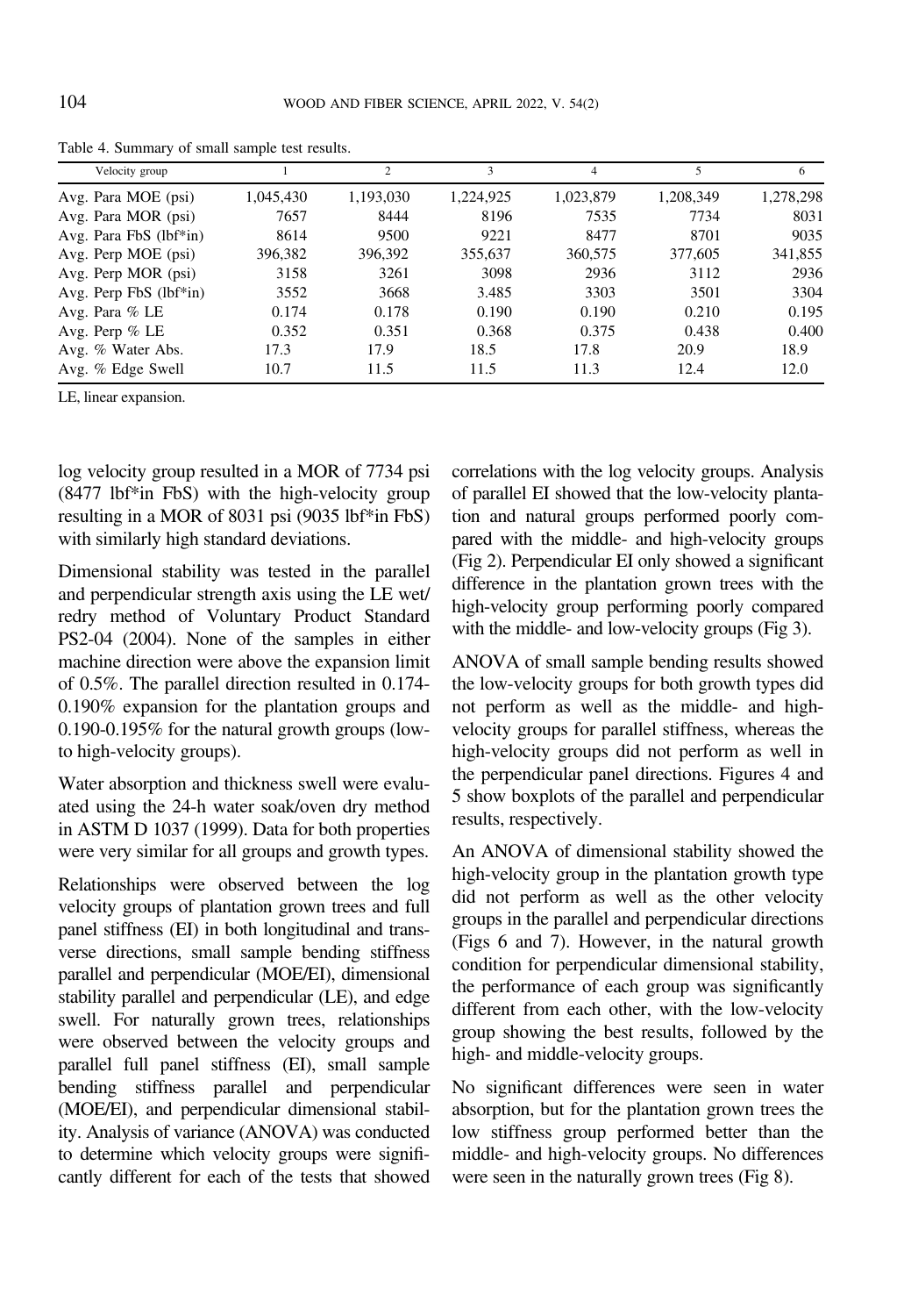Table 4. Summary of small sample test results.

| Velocity group | 1 | 2 | 3 | 4 | 5 | 6 |
|---|---|---|---|---|---|---|
| Avg. Para MOE (psi) | 1,045,430 | 1,193,030 | 1,224,925 | 1,023,879 | 1,208,349 | 1,278,298 |
| Avg. Para MOR (psi) | 7657 | 8444 | 8196 | 7535 | 7734 | 8031 |
| Avg. Para FbS (lbf*in) | 8614 | 9500 | 9221 | 8477 | 8701 | 9035 |
| Avg. Perp MOE (psi) | 396,382 | 396,392 | 355,637 | 360,575 | 377,605 | 341,855 |
| Avg. Perp MOR (psi) | 3158 | 3261 | 3098 | 2936 | 3112 | 2936 |
| Avg. Perp FbS (lbf*in) | 3552 | 3668 | 3.485 | 3303 | 3501 | 3304 |
| Avg. Para % LE | 0.174 | 0.178 | 0.190 | 0.190 | 0.210 | 0.195 |
| Avg. Perp % LE | 0.352 | 0.351 | 0.368 | 0.375 | 0.438 | 0.400 |
| Avg. % Water Abs. | 17.3 | 17.9 | 18.5 | 17.8 | 20.9 | 18.9 |
| Avg. % Edge Swell | 10.7 | 11.5 | 11.5 | 11.3 | 12.4 | 12.0 |

LE, linear expansion.

log velocity group resulted in a MOR of 7734 psi (8477 lbf*in FbS) with the high-velocity group resulting in a MOR of 8031 psi (9035 lbf*in FbS) with similarly high standard deviations.

Dimensional stability was tested in the parallel and perpendicular strength axis using the LE wet/redry method of Voluntary Product Standard PS2-04 (2004). None of the samples in either machine direction were above the expansion limit of 0.5%. The parallel direction resulted in 0.174-0.190% expansion for the plantation groups and 0.190-0.195% for the natural growth groups (low- to high-velocity groups).

Water absorption and thickness swell were evaluated using the 24-h water soak/oven dry method in ASTM D 1037 (1999). Data for both properties were very similar for all groups and growth types.

Relationships were observed between the log velocity groups of plantation grown trees and full panel stiffness (EI) in both longitudinal and transverse directions, small sample bending stiffness parallel and perpendicular (MOE/EI), dimensional stability parallel and perpendicular (LE), and edge swell. For naturally grown trees, relationships were observed between the velocity groups and parallel full panel stiffness (EI), small sample bending stiffness parallel and perpendicular (MOE/EI), and perpendicular dimensional stability. Analysis of variance (ANOVA) was conducted to determine which velocity groups were significantly different for each of the tests that showed correlations with the log velocity groups. Analysis of parallel EI showed that the low-velocity plantation and natural groups performed poorly compared with the middle- and high-velocity groups (Fig 2). Perpendicular EI only showed a significant difference in the plantation grown trees with the high-velocity group performing poorly compared with the middle- and low-velocity groups (Fig 3).

ANOVA of small sample bending results showed the low-velocity groups for both growth types did not perform as well as the middle- and high-velocity groups for parallel stiffness, whereas the high-velocity groups did not perform as well in the perpendicular panel directions. Figures 4 and 5 show boxplots of the parallel and perpendicular results, respectively.

An ANOVA of dimensional stability showed the high-velocity group in the plantation growth type did not perform as well as the other velocity groups in the parallel and perpendicular directions (Figs 6 and 7). However, in the natural growth condition for perpendicular dimensional stability, the performance of each group was significantly different from each other, with the low-velocity group showing the best results, followed by the high- and middle-velocity groups.

No significant differences were seen in water absorption, but for the plantation grown trees the low stiffness group performed better than the middle- and high-velocity groups. No differences were seen in the naturally grown trees (Fig 8).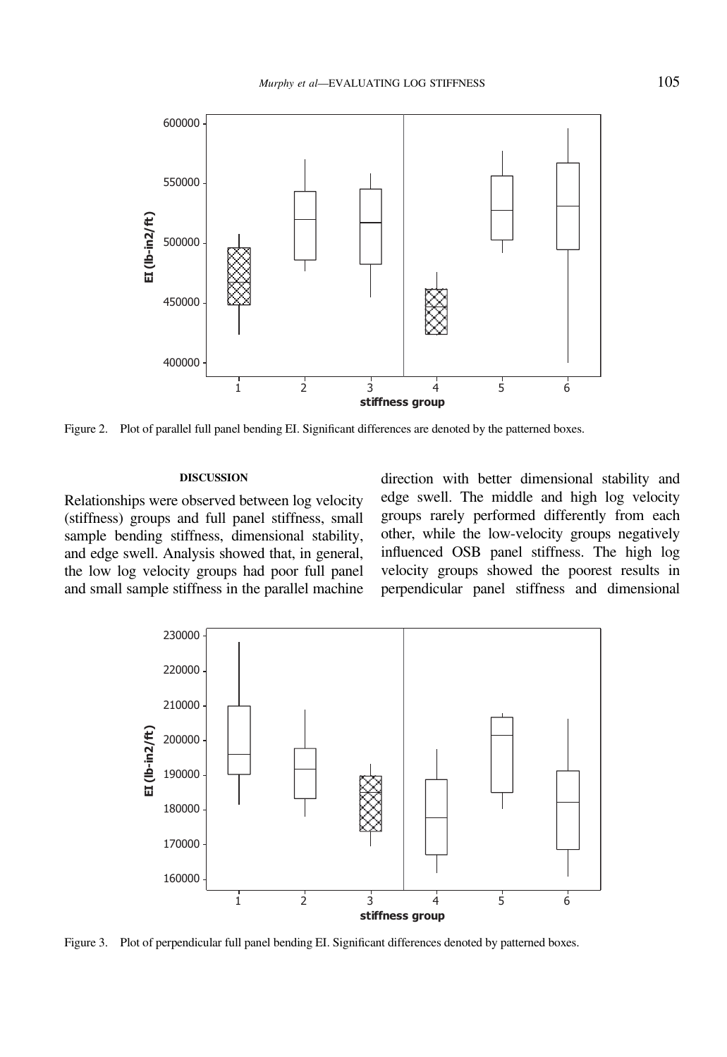Figure 2. Plot of parallel full panel bending EI. Significant differences are denoted by the patterned boxes.

## DISCUSSION

Relationships were observed between log velocity (stiffness) groups and full panel stiffness, small sample bending stiffness, dimensional stability, and edge swell. Analysis showed that, in general, the low log velocity groups had poor full panel and small sample stiffness in the parallel machine direction with better dimensional stability and edge swell. The middle and high log velocity groups rarely performed differently from each other, while the low-velocity groups negatively influenced OSB panel stiffness. The high log velocity groups showed the poorest results in perpendicular panel stiffness and dimensional

Figure 3. Plot of perpendicular full panel bending EI. Significant differences denoted by patterned boxes.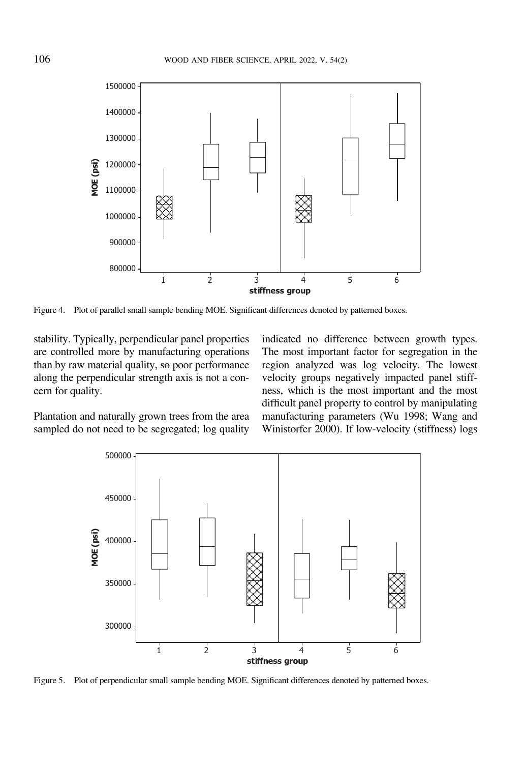Figure 4. Plot of parallel small sample bending MOE. Significant differences denoted by patterned boxes.

stability. Typically, perpendicular panel properties are controlled more by manufacturing operations than by raw material quality, so poor performance along the perpendicular strength axis is not a concern for quality.

Plantation and naturally grown trees from the area sampled do not need to be segregated; log quality indicated no difference between growth types. The most important factor for segregation in the region analyzed was log velocity. The lowest velocity groups negatively impacted panel stiffness, which is the most important and the most difficult panel property to control by manipulating manufacturing parameters (Wu 1998; Wang and Winistorfer 2000). If low-velocity (stiffness) logs

Figure 5. Plot of perpendicular small sample bending MOE. Significant differences denoted by patterned boxes.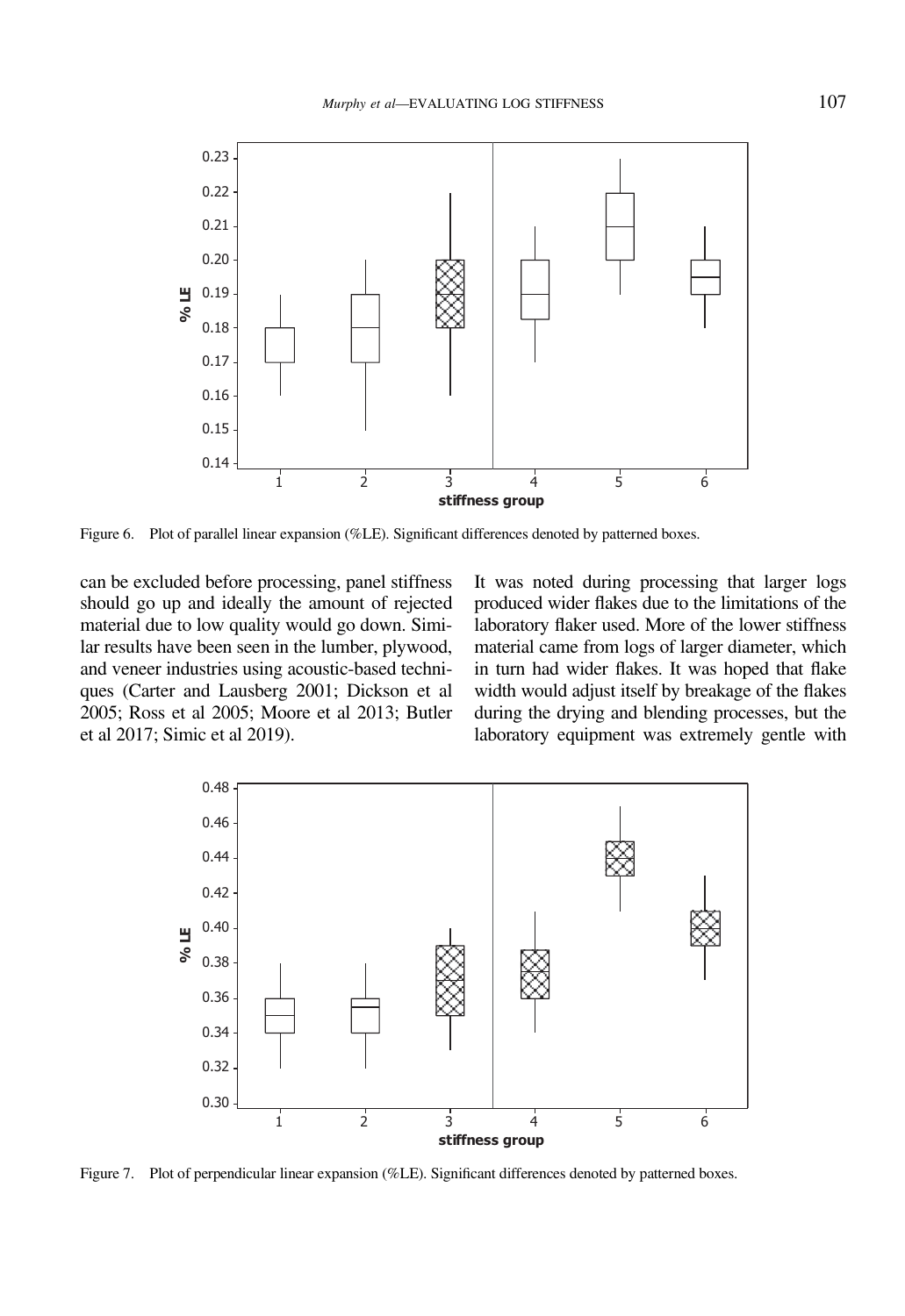Figure 6. Plot of parallel linear expansion (%LE). Significant differences denoted by patterned boxes.

can be excluded before processing, panel stiffness should go up and ideally the amount of rejected material due to low quality would go down. Similar results have been seen in the lumber, plywood, and veneer industries using acoustic-based techniques (Carter and Lausberg 2001; Dickson et al 2005; Ross et al 2005; Moore et al 2013; Butler et al 2017; Simic et al 2019).

It was noted during processing that larger logs produced wider flakes due to the limitations of the laboratory flaker used. More of the lower stiffness material came from logs of larger diameter, which in turn had wider flakes. It was hoped that flake width would adjust itself by breakage of the flakes during the drying and blending processes, but the laboratory equipment was extremely gentle with

Figure 7. Plot of perpendicular linear expansion (%LE). Significant differences denoted by patterned boxes.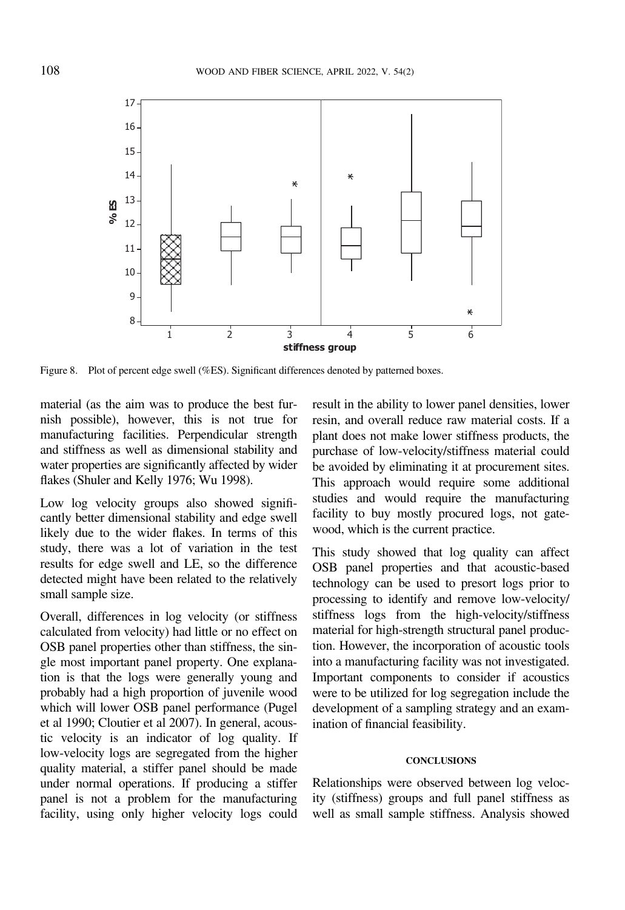Figure 8. Plot of percent edge swell (%ES). Significant differences denoted by patterned boxes.

material (as the aim was to produce the best furnish possible), however, this is not true for manufacturing facilities. Perpendicular strength and stiffness as well as dimensional stability and water properties are significantly affected by wider flakes (Shuler and Kelly 1976; Wu 1998).

Low log velocity groups also showed significantly better dimensional stability and edge swell likely due to the wider flakes. In terms of this study, there was a lot of variation in the test results for edge swell and LE, so the difference detected might have been related to the relatively small sample size.

Overall, differences in log velocity (or stiffness calculated from velocity) had little or no effect on OSB panel properties other than stiffness, the single most important panel property. One explanation is that the logs were generally young and probably had a high proportion of juvenile wood which will lower OSB panel performance (Pugel et al 1990; Cloutier et al 2007). In general, acoustic velocity is an indicator of log quality. If low-velocity logs are segregated from the higher quality material, a stiffer panel should be made under normal operations. If producing a stiffer panel is not a problem for the manufacturing facility, using only higher velocity logs could result in the ability to lower panel densities, lower resin, and overall reduce raw material costs. If a plant does not make lower stiffness products, the purchase of low-velocity/stiffness material could be avoided by eliminating it at procurement sites. This approach would require some additional studies and would require the manufacturing facility to buy mostly procured logs, not gatewood, which is the current practice.

This study showed that log quality can affect OSB panel properties and that acoustic-based technology can be used to presort logs prior to processing to identify and remove low-velocity/stiffness logs from the high-velocity/stiffness material for high-strength structural panel production. However, the incorporation of acoustic tools into a manufacturing facility was not investigated. Important components to consider if acoustics were to be utilized for log segregation include the development of a sampling strategy and an examination of financial feasibility.

## CONCLUSIONS

Relationships were observed between log velocity (stiffness) groups and full panel stiffness as well as small sample stiffness. Analysis showed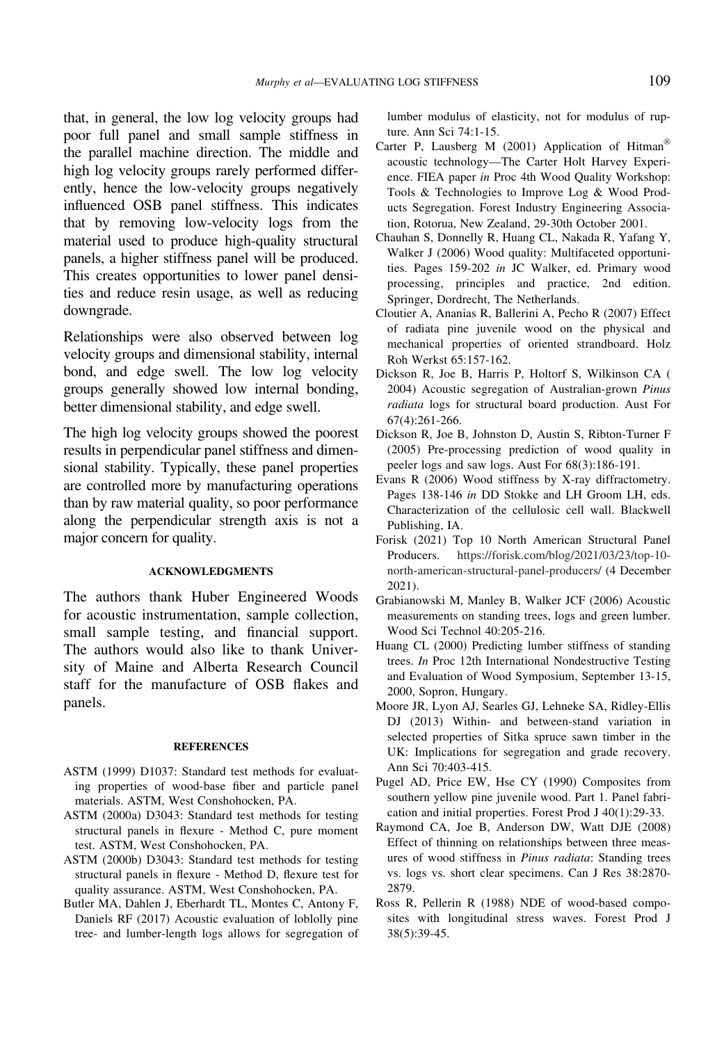that, in general, the low log velocity groups had poor full panel and small sample stiffness in the parallel machine direction. The middle and high log velocity groups rarely performed differently, hence the low-velocity groups negatively influenced OSB panel stiffness. This indicates that by removing low-velocity logs from the material used to produce high-quality structural panels, a higher stiffness panel will be produced. This creates opportunities to lower panel densities and reduce resin usage, as well as reducing downgrade.

Relationships were also observed between log velocity groups and dimensional stability, internal bond, and edge swell. The low log velocity groups generally showed low internal bonding, better dimensional stability, and edge swell.

The high log velocity groups showed the poorest results in perpendicular panel stiffness and dimensional stability. Typically, these panel properties are controlled more by manufacturing operations than by raw material quality, so poor performance along the perpendicular strength axis is not a major concern for quality.

## ACKNOWLEDGMENTS

The authors thank Huber Engineered Woods for acoustic instrumentation, sample collection, small sample testing, and financial support. The authors would also like to thank University of Maine and Alberta Research Council staff for the manufacture of OSB flakes and panels.

## REFERENCES

ASTM (1999) D1037: Standard test methods for evaluating properties of wood-base fiber and particle panel materials. ASTM, West Conshohocken, PA.

ASTM (2000a) D3043: Standard test methods for testing structural panels in flexure - Method C, pure moment test. ASTM, West Conshohocken, PA.

ASTM (2000b) D3043: Standard test methods for testing structural panels in flexure - Method D, flexure test for quality assurance. ASTM, West Conshohocken, PA.

Butler MA, Dahlen J, Eberhardt TL, Montes C, Antony F, Daniels RF (2017) Acoustic evaluation of loblolly pine tree- and lumber-length logs allows for segregation of lumber modulus of elasticity, not for modulus of rupture. Ann Sci 74:1-15.

Carter P, Lausberg M (2001) Application of Hitman® acoustic technology—The Carter Holt Harvey Experience. FIEA paper *in* Proc 4th Wood Quality Workshop: Tools & Technologies to Improve Log & Wood Products Segregation. Forest Industry Engineering Association, Rotorua, New Zealand, 29-30th October 2001.

Chauhan S, Donnelly R, Huang CL, Nakada R, Yafang Y, Walker J (2006) Wood quality: Multifaceted opportunities. Pages 159-202 *in* JC Walker, ed. Primary wood processing, principles and practice, 2nd edition. Springer, Dordrecht, The Netherlands.

Cloutier A, Ananias R, Ballerini A, Pecho R (2007) Effect of radiata pine juvenile wood on the physical and mechanical properties of oriented strandboard. Holz Roh Werkst 65:157-162.

Dickson R, Joe B, Harris P, Holtorf S, Wilkinson CA ( 2004) Acoustic segregation of Australian-grown *Pinus radiata* logs for structural board production. Aust For 67(4):261-266.

Dickson R, Joe B, Johnston D, Austin S, Ribton-Turner F (2005) Pre-processing prediction of wood quality in peeler logs and saw logs. Aust For 68(3):186-191.

Evans R (2006) Wood stiffness by X-ray diffractometry. Pages 138-146 *in* DD Stokke and LH Groom LH, eds. Characterization of the cellulosic cell wall. Blackwell Publishing, IA.

Forisk (2021) Top 10 North American Structural Panel Producers. https://forisk.com/blog/2021/03/23/top-10-north-american-structural-panel-producers/ (4 December 2021).

Grabianowski M, Manley B, Walker JCF (2006) Acoustic measurements on standing trees, logs and green lumber. Wood Sci Technol 40:205-216.

Huang CL (2000) Predicting lumber stiffness of standing trees. *In* Proc 12th International Nondestructive Testing and Evaluation of Wood Symposium, September 13-15, 2000, Sopron, Hungary.

Moore JR, Lyon AJ, Searles GJ, Lehneke SA, Ridley-Ellis DJ (2013) Within- and between-stand variation in selected properties of Sitka spruce sawn timber in the UK: Implications for segregation and grade recovery. Ann Sci 70:403-415.

Pugel AD, Price EW, Hse CY (1990) Composites from southern yellow pine juvenile wood. Part 1. Panel fabrication and initial properties. Forest Prod J 40(1):29-33.

Raymond CA, Joe B, Anderson DW, Watt DJE (2008) Effect of thinning on relationships between three measures of wood stiffness in *Pinus radiata*: Standing trees vs. logs vs. short clear specimens. Can J Res 38:2870-2879.

Ross R, Pellerin R (1988) NDE of wood-based composites with longitudinal stress waves. Forest Prod J 38(5):39-45.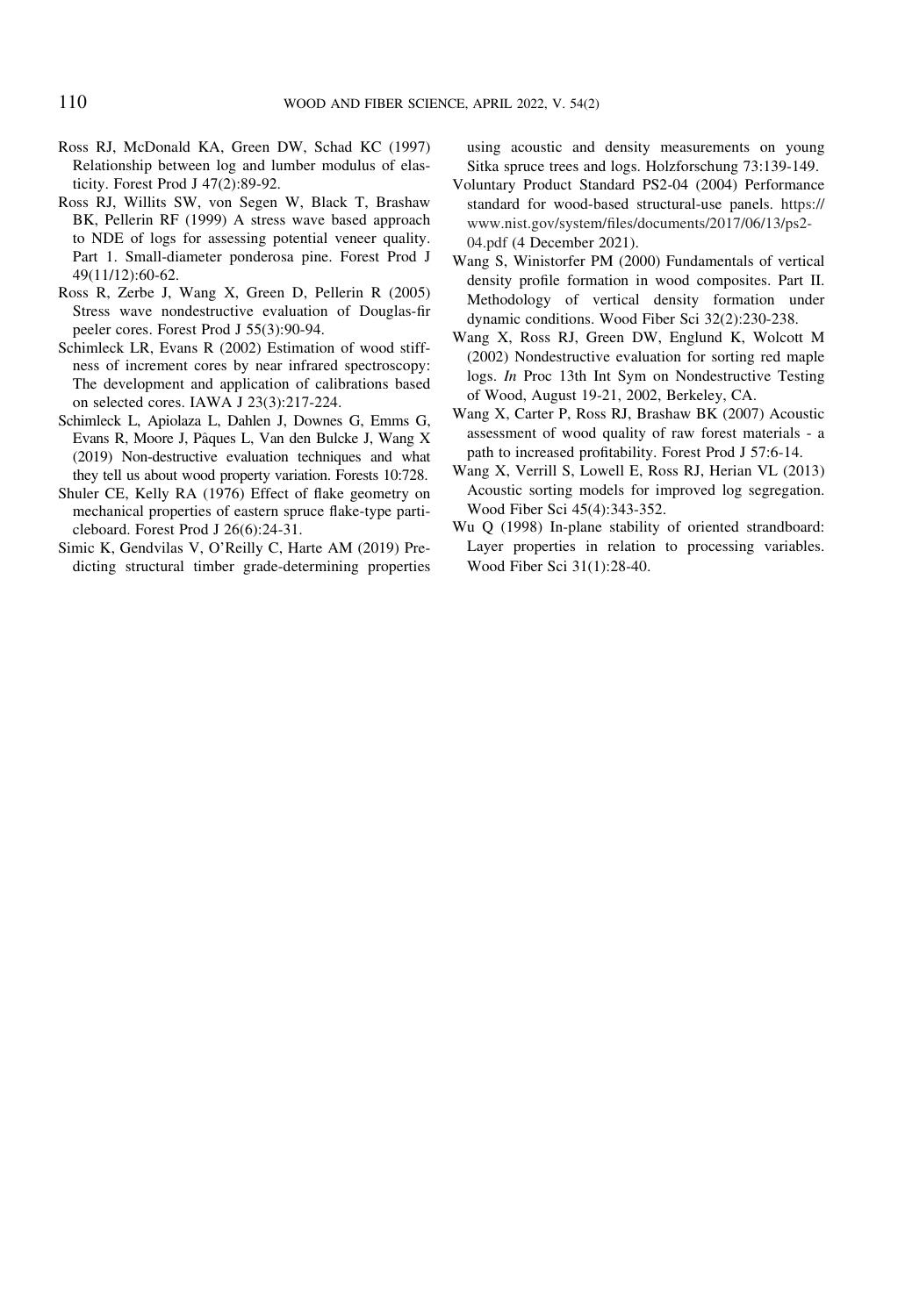Ross RJ, McDonald KA, Green DW, Schad KC (1997) Relationship between log and lumber modulus of elasticity. Forest Prod J 47(2):89-92.

Ross RJ, Willits SW, von Segen W, Black T, Brashaw BK, Pellerin RF (1999) A stress wave based approach to NDE of logs for assessing potential veneer quality. Part 1. Small-diameter ponderosa pine. Forest Prod J 49(11/12):60-62.

Ross R, Zerbe J, Wang X, Green D, Pellerin R (2005) Stress wave nondestructive evaluation of Douglas-fir peeler cores. Forest Prod J 55(3):90-94.

Schimleck LR, Evans R (2002) Estimation of wood stiffness of increment cores by near infrared spectroscopy: The development and application of calibrations based on selected cores. IAWA J 23(3):217-224.

Schimleck L, Apiolaza L, Dahlen J, Downes G, Emms G, Evans R, Moore J, Pâques L, Van den Bulcke J, Wang X (2019) Non-destructive evaluation techniques and what they tell us about wood property variation. Forests 10:728.

Shuler CE, Kelly RA (1976) Effect of flake geometry on mechanical properties of eastern spruce flake-type particleboard. Forest Prod J 26(6):24-31.

Simic K, Gendvilas V, O'Reilly C, Harte AM (2019) Predicting structural timber grade-determining properties using acoustic and density measurements on young Sitka spruce trees and logs. Holzforschung 73:139-149.

Voluntary Product Standard PS2-04 (2004) Performance standard for wood-based structural-use panels. https://www.nist.gov/system/files/documents/2017/06/13/ps2-04.pdf (4 December 2021).

Wang S, Winistorfer PM (2000) Fundamentals of vertical density profile formation in wood composites. Part II. Methodology of vertical density formation under dynamic conditions. Wood Fiber Sci 32(2):230-238.

Wang X, Ross RJ, Green DW, Englund K, Wolcott M (2002) Nondestructive evaluation for sorting red maple logs. *In* Proc 13th Int Sym on Nondestructive Testing of Wood, August 19-21, 2002, Berkeley, CA.

Wang X, Carter P, Ross RJ, Brashaw BK (2007) Acoustic assessment of wood quality of raw forest materials - a path to increased profitability. Forest Prod J 57:6-14.

Wang X, Verrill S, Lowell E, Ross RJ, Herian VL (2013) Acoustic sorting models for improved log segregation. Wood Fiber Sci 45(4):343-352.

Wu Q (1998) In-plane stability of oriented strandboard: Layer properties in relation to processing variables. Wood Fiber Sci 31(1):28-40.